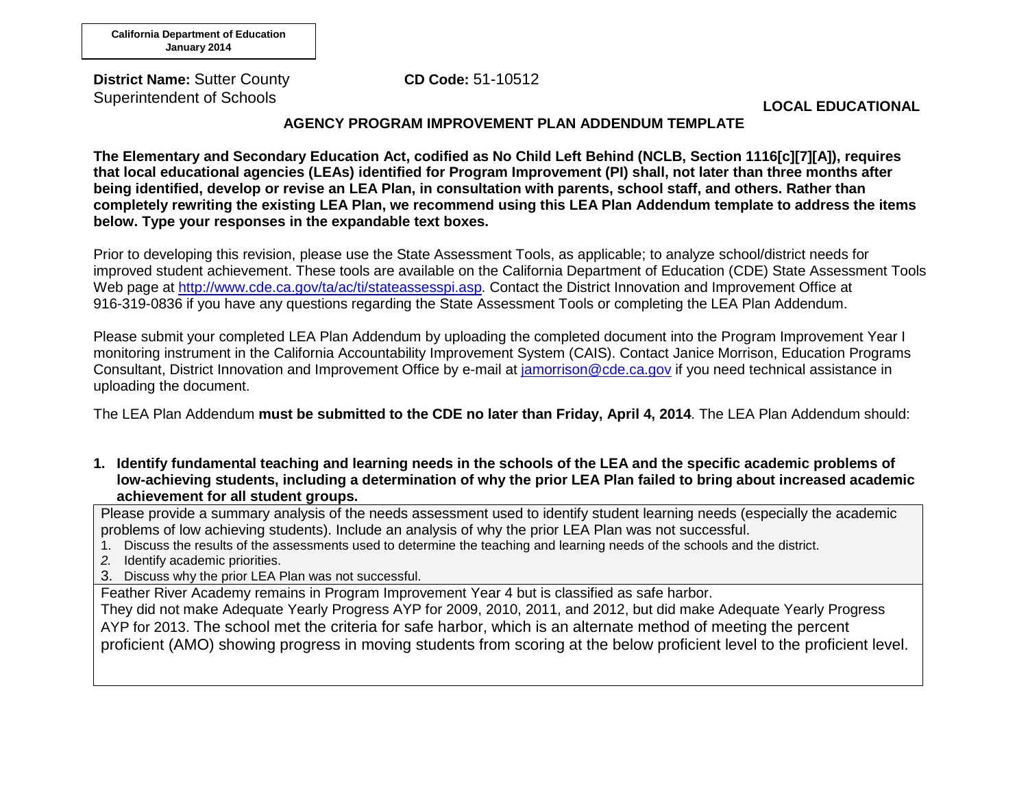**California Department of Education**
**January 2014**

**District Name:** Sutter County Superintendent of Schools

**CD Code:** 51-10512

## LOCAL EDUCATIONAL AGENCY PROGRAM IMPROVEMENT PLAN ADDENDUM TEMPLATE

**The Elementary and Secondary Education Act, codified as No Child Left Behind (NCLB, Section 1116[c][7][A]), requires that local educational agencies (LEAs) identified for Program Improvement (PI) shall, not later than three months after being identified, develop or revise an LEA Plan, in consultation with parents, school staff, and others. Rather than completely rewriting the existing LEA Plan, we recommend using this LEA Plan Addendum template to address the items below. Type your responses in the expandable text boxes.**

Prior to developing this revision, please use the State Assessment Tools, as applicable; to analyze school/district needs for improved student achievement. These tools are available on the California Department of Education (CDE) State Assessment Tools Web page at [http://www.cde.ca.gov/ta/ac/ti/stateassesspi.asp](http://www.cde.ca.gov/ta/ac/ti/stateassesspi.asp). Contact the District Innovation and Improvement Office at 916-319-0836 if you have any questions regarding the State Assessment Tools or completing the LEA Plan Addendum.

Please submit your completed LEA Plan Addendum by uploading the completed document into the Program Improvement Year I monitoring instrument in the California Accountability Improvement System (CAIS). Contact Janice Morrison, Education Programs Consultant, District Innovation and Improvement Office by e-mail at [jamorrison@cde.ca.gov](mailto:jamorrison@cde.ca.gov) if you need technical assistance in uploading the document.

The LEA Plan Addendum **must be submitted to the CDE no later than Friday, April 4, 2014**. The LEA Plan Addendum should:

**1. Identify fundamental teaching and learning needs in the schools of the LEA and the specific academic problems of low-achieving students, including a determination of why the prior LEA Plan failed to bring about increased academic achievement for all student groups.**

| Please provide a summary analysis of the needs assessment used to identify student learning needs (especially the academic problems of low achieving students). Include an analysis of why the prior LEA Plan was not successful.<br>1. Discuss the results of the assessments used to determine the teaching and learning needs of the schools and the district.<br>2. Identify academic priorities.<br>3. Discuss why the prior LEA Plan was not successful. |
|---|
| Feather River Academy remains in Program Improvement Year 4 but is classified as safe harbor.<br>They did not make Adequate Yearly Progress AYP for 2009, 2010, 2011, and 2012, but did make Adequate Yearly Progress AYP for 2013. The school met the criteria for safe harbor, which is an alternate method of meeting the percent proficient (AMO) showing progress in moving students from scoring at the below proficient level to the proficient level. |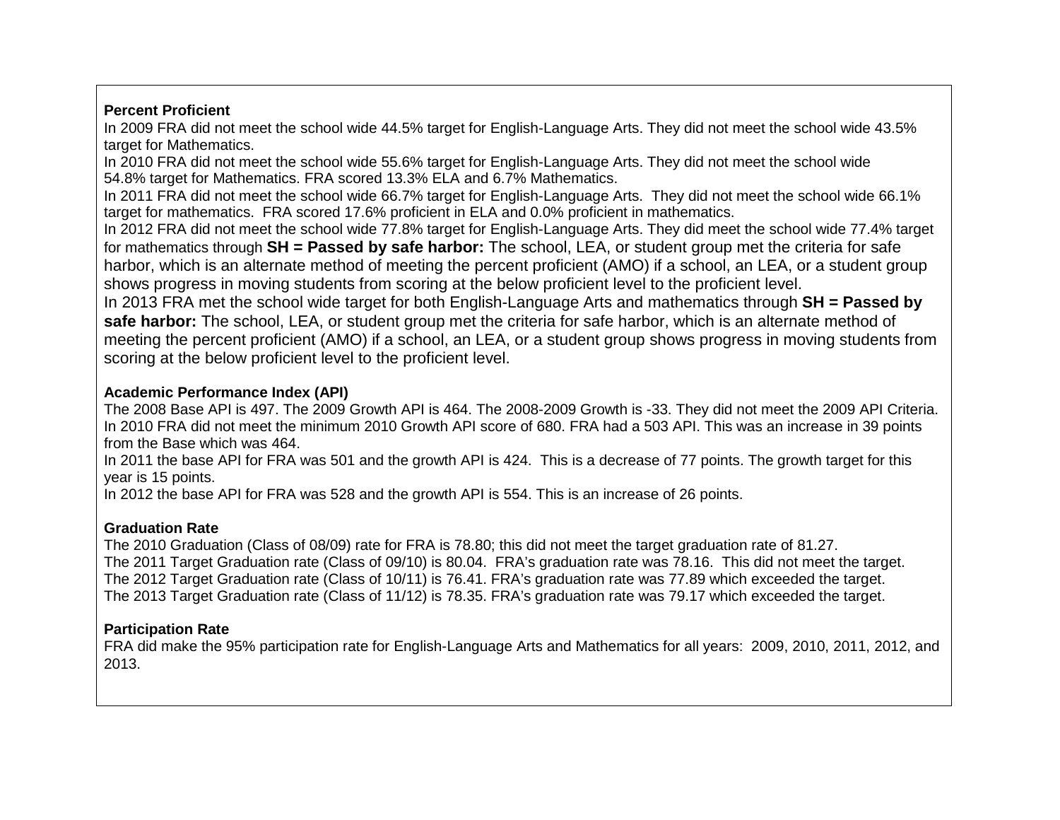**Percent Proficient**

In 2009 FRA did not meet the school wide 44.5% target for English-Language Arts. They did not meet the school wide 43.5% target for Mathematics.

In 2010 FRA did not meet the school wide 55.6% target for English-Language Arts. They did not meet the school wide 54.8% target for Mathematics. FRA scored 13.3% ELA and 6.7% Mathematics.

In 2011 FRA did not meet the school wide 66.7% target for English-Language Arts. They did not meet the school wide 66.1% target for mathematics. FRA scored 17.6% proficient in ELA and 0.0% proficient in mathematics.

In 2012 FRA did not meet the school wide 77.8% target for English-Language Arts. They did meet the school wide 77.4% target for mathematics through **SH = Passed by safe harbor:** The school, LEA, or student group met the criteria for safe harbor, which is an alternate method of meeting the percent proficient (AMO) if a school, an LEA, or a student group shows progress in moving students from scoring at the below proficient level to the proficient level.

In 2013 FRA met the school wide target for both English-Language Arts and mathematics through **SH = Passed by safe harbor:** The school, LEA, or student group met the criteria for safe harbor, which is an alternate method of meeting the percent proficient (AMO) if a school, an LEA, or a student group shows progress in moving students from scoring at the below proficient level to the proficient level.

**Academic Performance Index (API)**

The 2008 Base API is 497. The 2009 Growth API is 464. The 2008-2009 Growth is -33. They did not meet the 2009 API Criteria.

In 2010 FRA did not meet the minimum 2010 Growth API score of 680. FRA had a 503 API. This was an increase in 39 points from the Base which was 464.

In 2011 the base API for FRA was 501 and the growth API is 424. This is a decrease of 77 points. The growth target for this year is 15 points.

In 2012 the base API for FRA was 528 and the growth API is 554. This is an increase of 26 points.

**Graduation Rate**

The 2010 Graduation (Class of 08/09) rate for FRA is 78.80; this did not meet the target graduation rate of 81.27.

The 2011 Target Graduation rate (Class of 09/10) is 80.04. FRA's graduation rate was 78.16. This did not meet the target.

The 2012 Target Graduation rate (Class of 10/11) is 76.41. FRA's graduation rate was 77.89 which exceeded the target.

The 2013 Target Graduation rate (Class of 11/12) is 78.35. FRA's graduation rate was 79.17 which exceeded the target.

**Participation Rate**

FRA did make the 95% participation rate for English-Language Arts and Mathematics for all years: 2009, 2010, 2011, 2012, and 2013.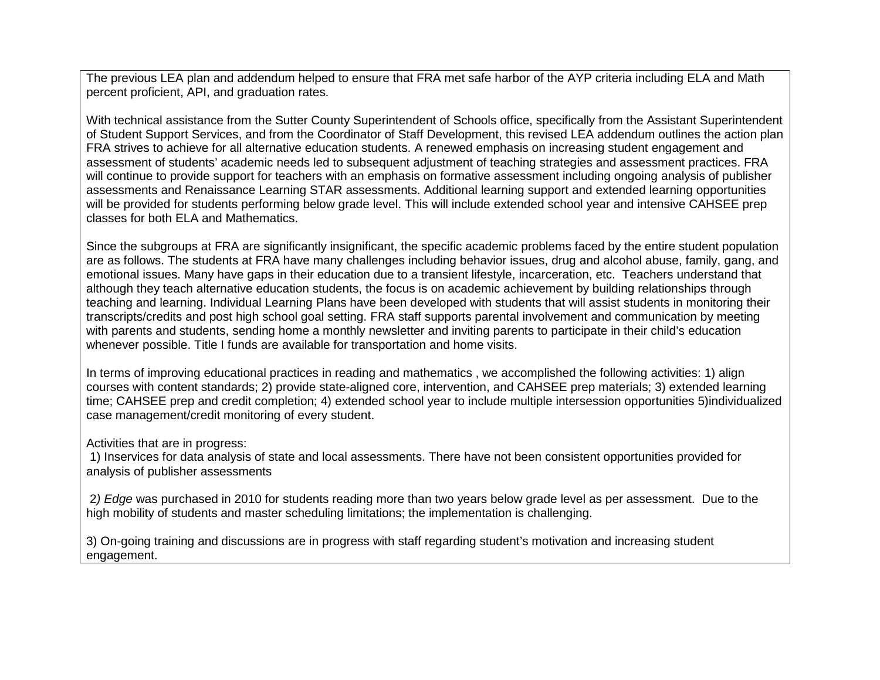The previous LEA plan and addendum helped to ensure that FRA met safe harbor of the AYP criteria including ELA and Math percent proficient, API, and graduation rates.

With technical assistance from the Sutter County Superintendent of Schools office, specifically from the Assistant Superintendent of Student Support Services, and from the Coordinator of Staff Development, this revised LEA addendum outlines the action plan FRA strives to achieve for all alternative education students. A renewed emphasis on increasing student engagement and assessment of students' academic needs led to subsequent adjustment of teaching strategies and assessment practices. FRA will continue to provide support for teachers with an emphasis on formative assessment including ongoing analysis of publisher assessments and Renaissance Learning STAR assessments. Additional learning support and extended learning opportunities will be provided for students performing below grade level. This will include extended school year and intensive CAHSEE prep classes for both ELA and Mathematics.

Since the subgroups at FRA are significantly insignificant, the specific academic problems faced by the entire student population are as follows. The students at FRA have many challenges including behavior issues, drug and alcohol abuse, family, gang, and emotional issues. Many have gaps in their education due to a transient lifestyle, incarceration, etc. Teachers understand that although they teach alternative education students, the focus is on academic achievement by building relationships through teaching and learning. Individual Learning Plans have been developed with students that will assist students in monitoring their transcripts/credits and post high school goal setting. FRA staff supports parental involvement and communication by meeting with parents and students, sending home a monthly newsletter and inviting parents to participate in their child's education whenever possible. Title I funds are available for transportation and home visits.

In terms of improving educational practices in reading and mathematics , we accomplished the following activities: 1) align courses with content standards; 2) provide state-aligned core, intervention, and CAHSEE prep materials; 3) extended learning time; CAHSEE prep and credit completion; 4) extended school year to include multiple intersession opportunities 5)individualized case management/credit monitoring of every student.

Activities that are in progress:

1) Inservices for data analysis of state and local assessments. There have not been consistent opportunities provided for analysis of publisher assessments

2*) Edge* was purchased in 2010 for students reading more than two years below grade level as per assessment. Due to the high mobility of students and master scheduling limitations; the implementation is challenging.

3) On-going training and discussions are in progress with staff regarding student's motivation and increasing student engagement.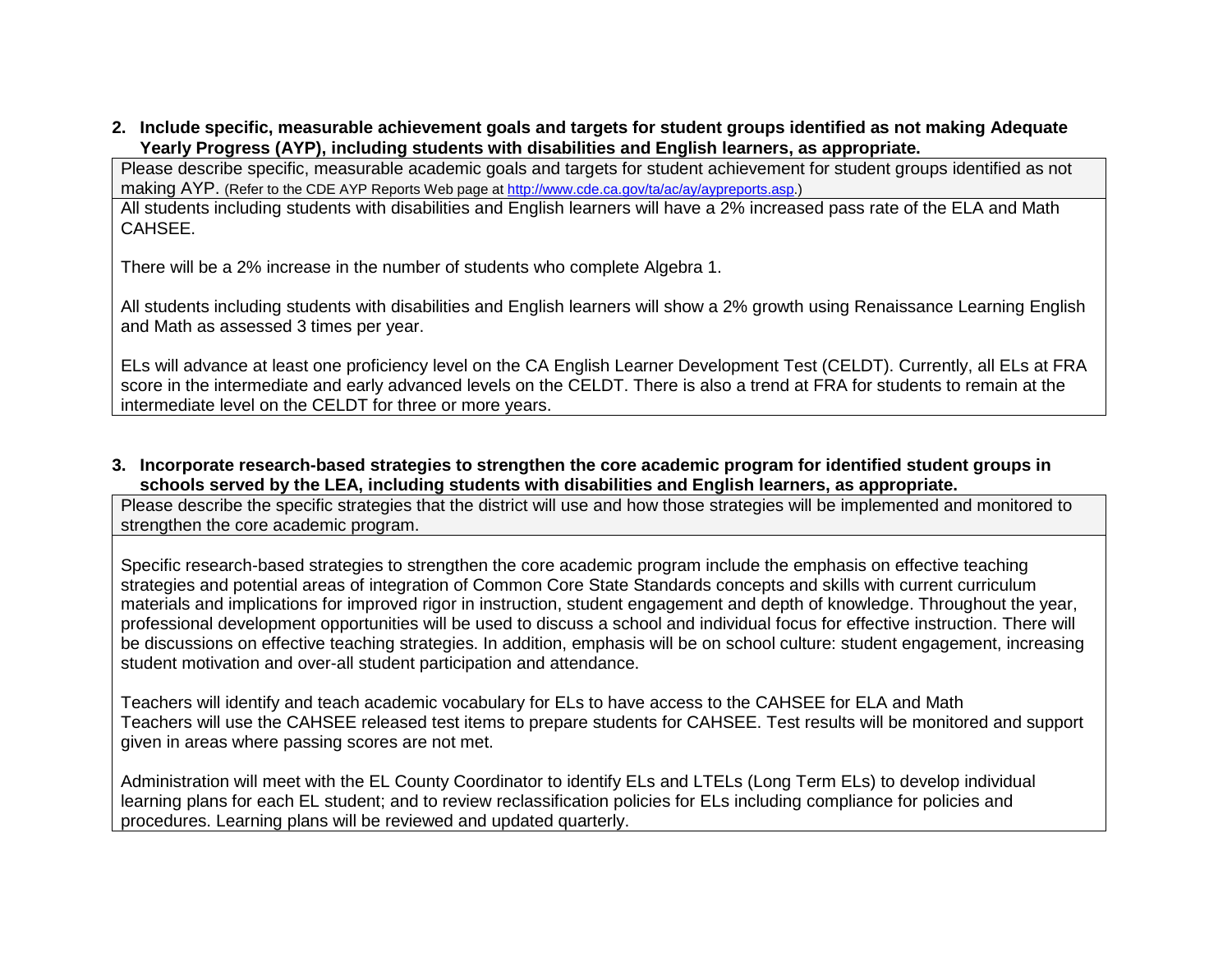**2. Include specific, measurable achievement goals and targets for student groups identified as not making Adequate Yearly Progress (AYP), including students with disabilities and English learners, as appropriate.**

| Please describe specific, measurable academic goals and targets for student achievement for student groups identified as not making AYP. (Refer to the CDE AYP Reports Web page at [http://www.cde.ca.gov/ta/ac/ay/aypreports.asp](http://www.cde.ca.gov/ta/ac/ay/aypreports.asp).) |
|---|
| All students including students with disabilities and English learners will have a 2% increased pass rate of the ELA and Math CAHSEE.<br><br>There will be a 2% increase in the number of students who complete Algebra 1.<br><br>All students including students with disabilities and English learners will show a 2% growth using Renaissance Learning English and Math as assessed 3 times per year.<br><br>ELs will advance at least one proficiency level on the CA English Learner Development Test (CELDT). Currently, all ELs at FRA score in the intermediate and early advanced levels on the CELDT. There is also a trend at FRA for students to remain at the intermediate level on the CELDT for three or more years. |

**3. Incorporate research-based strategies to strengthen the core academic program for identified student groups in schools served by the LEA, including students with disabilities and English learners, as appropriate.**

| Please describe the specific strategies that the district will use and how those strategies will be implemented and monitored to strengthen the core academic program. |
|---|
| Specific research-based strategies to strengthen the core academic program include the emphasis on effective teaching strategies and potential areas of integration of Common Core State Standards concepts and skills with current curriculum materials and implications for improved rigor in instruction, student engagement and depth of knowledge. Throughout the year, professional development opportunities will be used to discuss a school and individual focus for effective instruction. There will be discussions on effective teaching strategies. In addition, emphasis will be on school culture: student engagement, increasing student motivation and over-all student participation and attendance.<br><br>Teachers will identify and teach academic vocabulary for ELs to have access to the CAHSEE for ELA and Math<br>Teachers will use the CAHSEE released test items to prepare students for CAHSEE. Test results will be monitored and support given in areas where passing scores are not met.<br><br>Administration will meet with the EL County Coordinator to identify ELs and LTELs (Long Term ELs) to develop individual learning plans for each EL student; and to review reclassification policies for ELs including compliance for policies and procedures. Learning plans will be reviewed and updated quarterly. |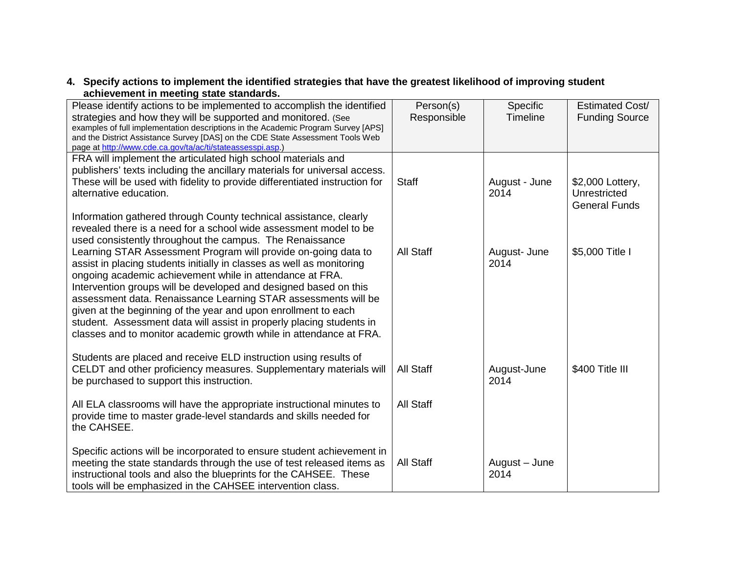**4. Specify actions to implement the identified strategies that have the greatest likelihood of improving student achievement in meeting state standards.**

| Please identify actions to be implemented to accomplish the identified strategies and how they will be supported and monitored. (See examples of full implementation descriptions in the Academic Program Survey [APS] and the District Assistance Survey [DAS] on the CDE State Assessment Tools Web page at http://www.cde.ca.gov/ta/ac/ti/stateassesspi.asp.) | Person(s) Responsible | Specific Timeline | Estimated Cost/ Funding Source |
|---|---|---|---|
| FRA will implement the articulated high school materials and publishers' texts including the ancillary materials for universal access. These will be used with fidelity to provide differentiated instruction for alternative education. | Staff | August - June 2014 | $2,000 Lottery, Unrestricted General Funds |
| Information gathered through County technical assistance, clearly revealed there is a need for a school wide assessment model to be used consistently throughout the campus. The Renaissance Learning STAR Assessment Program will provide on-going data to assist in placing students initially in classes as well as monitoring ongoing academic achievement while in attendance at FRA. Intervention groups will be developed and designed based on this assessment data. Renaissance Learning STAR assessments will be given at the beginning of the year and upon enrollment to each student. Assessment data will assist in properly placing students in classes and to monitor academic growth while in attendance at FRA. | All Staff | August- June 2014 | $5,000 Title I |
| Students are placed and receive ELD instruction using results of CELDT and other proficiency measures. Supplementary materials will be purchased to support this instruction. | All Staff | August-June 2014 | $400 Title III |
| All ELA classrooms will have the appropriate instructional minutes to provide time to master grade-level standards and skills needed for the CAHSEE. | All Staff | | |
| Specific actions will be incorporated to ensure student achievement in meeting the state standards through the use of test released items as instructional tools and also the blueprints for the CAHSEE. These tools will be emphasized in the CAHSEE intervention class. | All Staff | August – June 2014 | |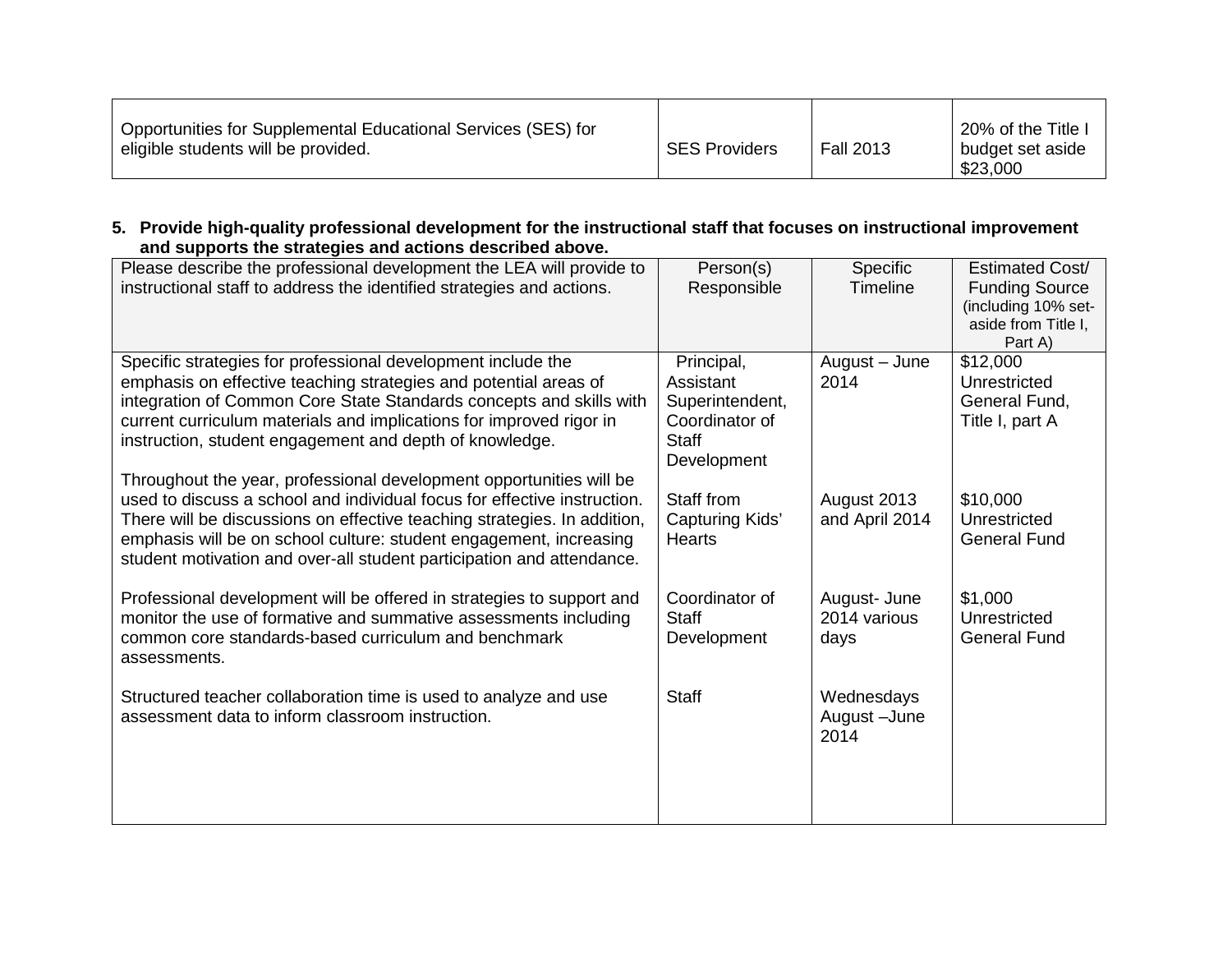| Opportunities for Supplemental Educational Services (SES) for eligible students will be provided. | SES Providers | Fall 2013 | 20% of the Title I budget set aside $23,000 |
|---|---|---|---|

**5. Provide high-quality professional development for the instructional staff that focuses on instructional improvement and supports the strategies and actions described above.**

| Please describe the professional development the LEA will provide to instructional staff to address the identified strategies and actions. | Person(s) Responsible | Specific Timeline | Estimated Cost/ Funding Source (including 10% set-aside from Title I, Part A) |
|---|---|---|---|
| Specific strategies for professional development include the emphasis on effective teaching strategies and potential areas of integration of Common Core State Standards concepts and skills with current curriculum materials and implications for improved rigor in instruction, student engagement and depth of knowledge. | Principal, Assistant Superintendent, Coordinator of Staff Development | August – June 2014 | $12,000 Unrestricted General Fund, Title I, part A |
| Throughout the year, professional development opportunities will be used to discuss a school and individual focus for effective instruction. There will be discussions on effective teaching strategies. In addition, emphasis will be on school culture: student engagement, increasing student motivation and over-all student participation and attendance. | Staff from Capturing Kids' Hearts | August 2013 and April 2014 | $10,000 Unrestricted General Fund |
| Professional development will be offered in strategies to support and monitor the use of formative and summative assessments including common core standards-based curriculum and benchmark assessments. | Coordinator of Staff Development | August- June 2014 various days | $1,000 Unrestricted General Fund |
| Structured teacher collaboration time is used to analyze and use assessment data to inform classroom instruction. | Staff | Wednesdays August –June 2014 | |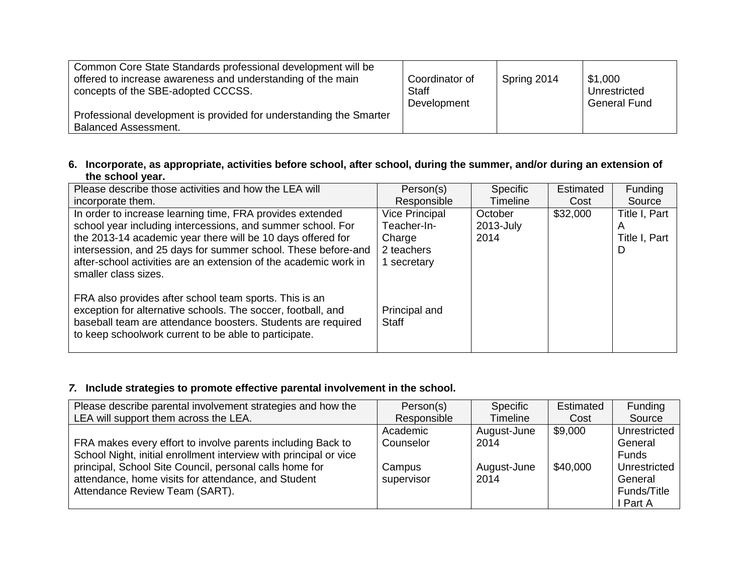| | | | |
|---|---|---|---|
| Common Core State Standards professional development will be offered to increase awareness and understanding of the main concepts of the SBE-adopted CCCSS.<br><br>Professional development is provided for understanding the Smarter Balanced Assessment. | Coordinator of Staff Development | Spring 2014 | $1,000 Unrestricted General Fund |

**6. Incorporate, as appropriate, activities before school, after school, during the summer, and/or during an extension of the school year.**

| Please describe those activities and how the LEA will incorporate them. | Person(s) Responsible | Specific Timeline | Estimated Cost | Funding Source |
|---|---|---|---|---|
| In order to increase learning time, FRA provides extended school year including intercessions, and summer school. For the 2013-14 academic year there will be 10 days offered for intersession, and 25 days for summer school. These before-and after-school activities are an extension of the academic work in smaller class sizes.<br><br>FRA also provides after school team sports. This is an exception for alternative schools. The soccer, football, and baseball team are attendance boosters. Students are required to keep schoolwork current to be able to participate. | Vice Principal<br>Teacher-In-Charge<br>2 teachers<br>1 secretary<br><br>Principal and Staff | October 2013-July 2014 | $32,000 | Title I, Part A<br>Title I, Part D |

***7.* Include strategies to promote effective parental involvement in the school.**

| Please describe parental involvement strategies and how the LEA will support them across the LEA. | Person(s) Responsible | Specific Timeline | Estimated Cost | Funding Source |
|---|---|---|---|---|
| FRA makes every effort to involve parents including Back to School Night, initial enrollment interview with principal or vice principal, School Site Council, personal calls home for attendance, home visits for attendance, and Student Attendance Review Team (SART). | Academic Counselor<br><br>Campus supervisor | August-June 2014<br><br>August-June 2014 | $9,000<br><br>$40,000 | Unrestricted General Funds<br>Unrestricted General Funds/Title I Part A |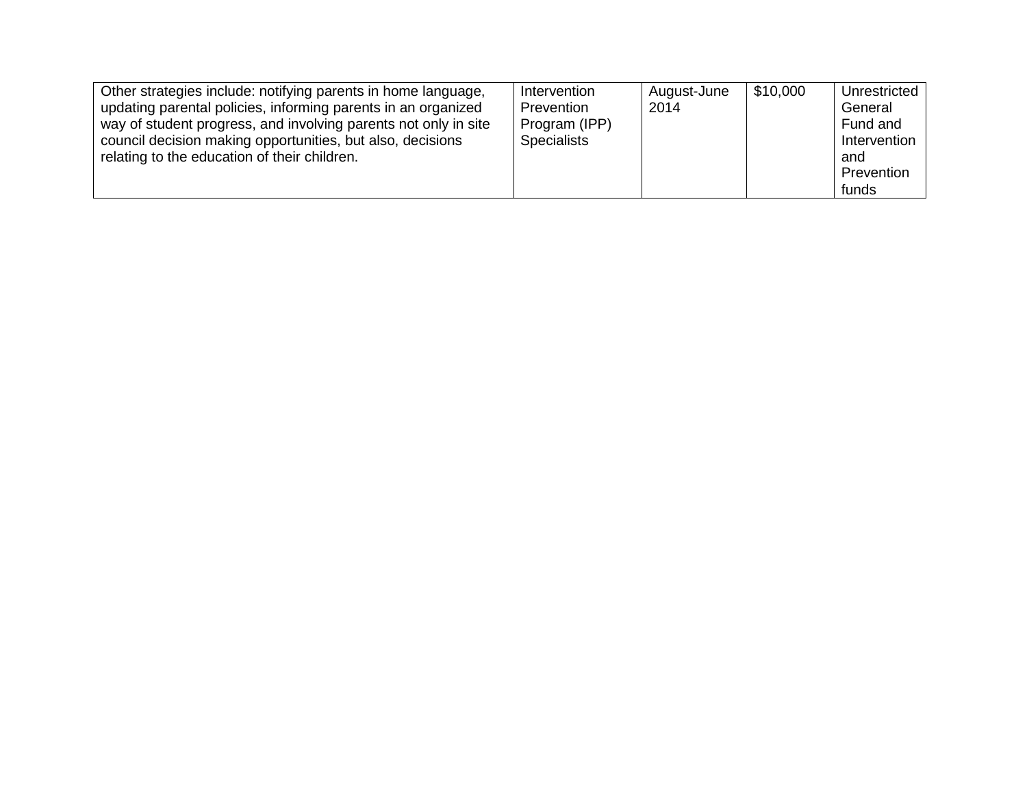| | | | | |
|---|---|---|---|---|
| Other strategies include: notifying parents in home language, updating parental policies, informing parents in an organized way of student progress, and involving parents not only in site council decision making opportunities, but also, decisions relating to the education of their children. | Intervention Prevention Program (IPP) Specialists | August-June 2014 | $10,000 | Unrestricted General Fund and Intervention and Prevention funds |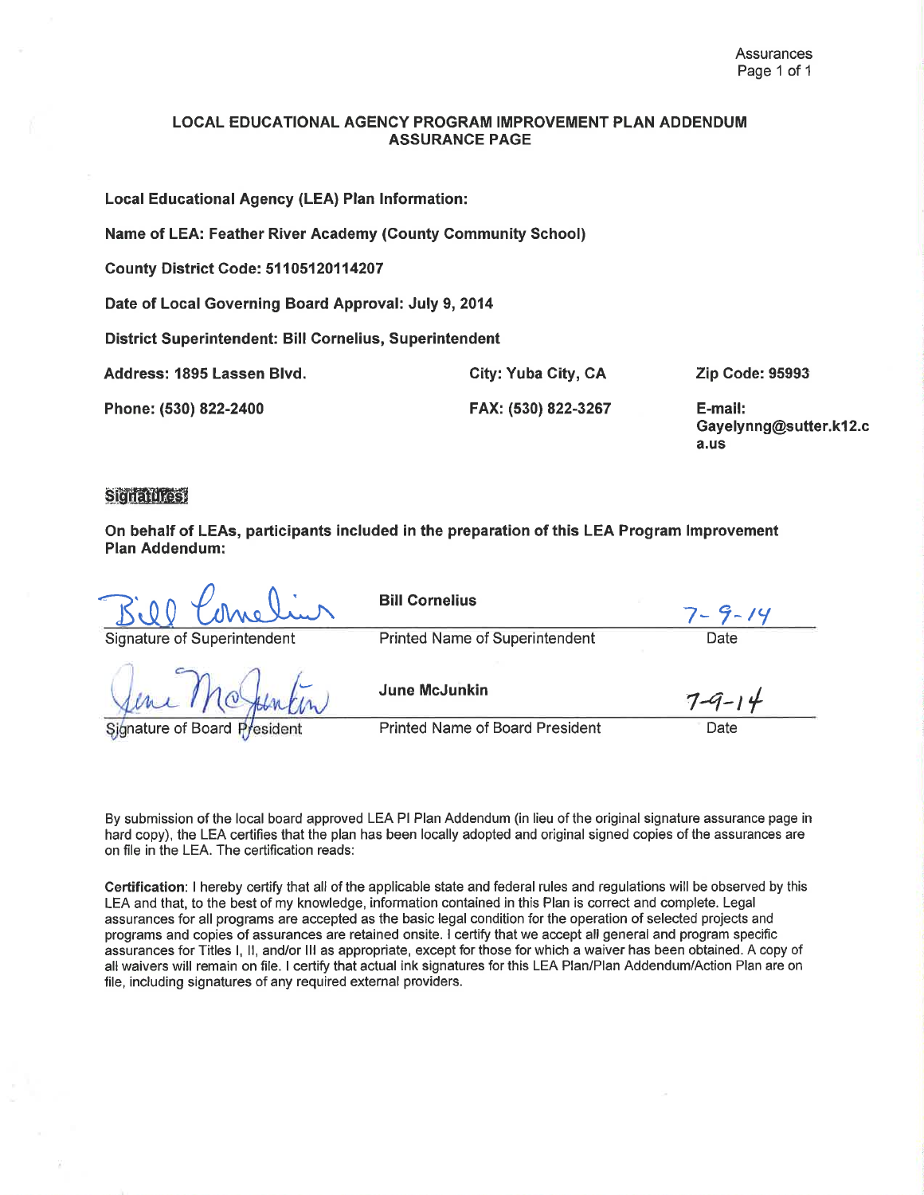Assurances
Page 1 of 1

## LOCAL EDUCATIONAL AGENCY PROGRAM IMPROVEMENT PLAN ADDENDUM ASSURANCE PAGE

**Local Educational Agency (LEA) Plan Information:**

**Name of LEA: Feather River Academy (County Community School)**

**County District Code: 51105120114207**

**Date of Local Governing Board Approval: July 9, 2014**

**District Superintendent: Bill Cornelius, Superintendent**

| | | |
|---|---|---|
| **Address: 1895 Lassen Blvd.** | **City: Yuba City, CA** | **Zip Code: 95993** |
| **Phone: (530) 822-2400** | **FAX: (530) 822-3267** | **E-mail: Gayelynng@sutter.k12.ca.us** |

**Signatures:**

**On behalf of LEAs, participants included in the preparation of this LEA Program Improvement Plan Addendum:**

| | | |
|---|---|---|
| Bill Cornelius | **Bill Cornelius** | 7-9-14 |
| Signature of Superintendent | Printed Name of Superintendent | Date |
| June McJunkin | **June McJunkin** | 7-9-14 |
| Signature of Board President | Printed Name of Board President | Date |

By submission of the local board approved LEA PI Plan Addendum (in lieu of the original signature assurance page in hard copy), the LEA certifies that the plan has been locally adopted and original signed copies of the assurances are on file in the LEA. The certification reads:

**Certification**: I hereby certify that all of the applicable state and federal rules and regulations will be observed by this LEA and that, to the best of my knowledge, information contained in this Plan is correct and complete. Legal assurances for all programs are accepted as the basic legal condition for the operation of selected projects and programs and copies of assurances are retained onsite. I certify that we accept all general and program specific assurances for Titles I, II, and/or III as appropriate, except for those for which a waiver has been obtained. A copy of all waivers will remain on file. I certify that actual ink signatures for this LEA Plan/Plan Addendum/Action Plan are on file, including signatures of any required external providers.